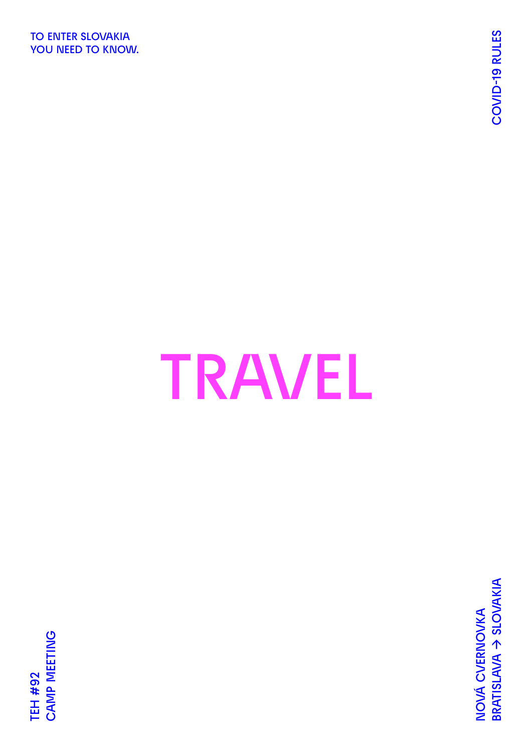TO ENTER SLOVAKIA
YOU NEED TO KNOW.

COVID-19 RULES

# TRAVEL

TEH #92
CAMP MEETING

NOVÁ CVERNOVKA
BRATISLAVA → SLOVAKIA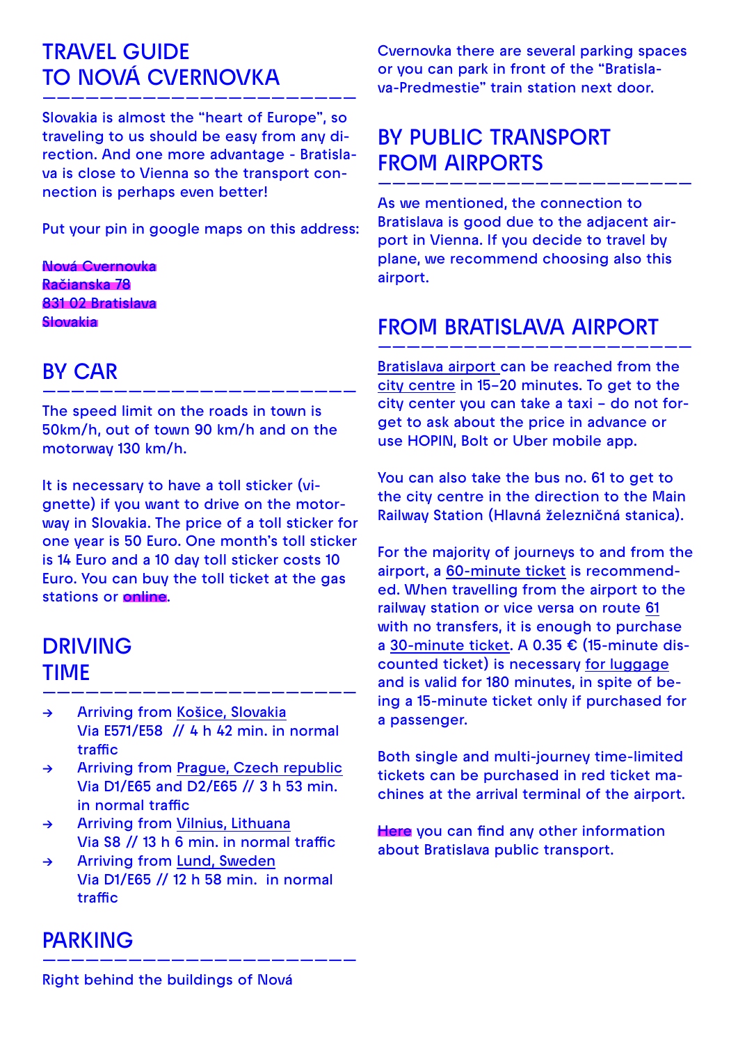# TRAVEL GUIDE TO NOVÁ CVERNOVKA

Slovakia is almost the "heart of Europe", so traveling to us should be easy from any direction. And one more advantage - Bratislava is close to Vienna so the transport connection is perhaps even better!

Put your pin in google maps on this address:

Nová Cvernovka
Račianska 78
831 02 Bratislava
Slovakia

## BY CAR

The speed limit on the roads in town is 50km/h, out of town 90 km/h and on the motorway 130 km/h.

It is necessary to have a toll sticker (vignette) if you want to drive on the motorway in Slovakia. The price of a toll sticker for one year is 50 Euro. One month's toll sticker is 14 Euro and a 10 day toll sticker costs 10 Euro. You can buy the toll ticket at the gas stations or online.

## DRIVING TIME

- → Arriving from Košice, Slovakia
  Via E571/E58 // 4 h 42 min. in normal traffic
- → Arriving from Prague, Czech republic
  Via D1/E65 and D2/E65 // 3 h 53 min. in normal traffic
- → Arriving from Vilnius, Lithuana
  Via S8 // 13 h 6 min. in normal traffic
- → Arriving from Lund, Sweden
  Via D1/E65 // 12 h 58 min. in normal traffic

## PARKING

Right behind the buildings of Nová Cvernovka there are several parking spaces or you can park in front of the "Bratislava-Predmestie" train station next door.

## BY PUBLIC TRANSPORT FROM AIRPORTS

As we mentioned, the connection to Bratislava is good due to the adjacent airport in Vienna. If you decide to travel by plane, we recommend choosing also this airport.

## FROM BRATISLAVA AIRPORT

Bratislava airport can be reached from the city centre in 15–20 minutes. To get to the city center you can take a taxi – do not forget to ask about the price in advance or use HOPIN, Bolt or Uber mobile app.

You can also take the bus no. 61 to get to the city centre in the direction to the Main Railway Station (Hlavná železničná stanica).

For the majority of journeys to and from the airport, a 60-minute ticket is recommended. When travelling from the airport to the railway station or vice versa on route 61 with no transfers, it is enough to purchase a 30-minute ticket. A 0.35 € (15-minute discounted ticket) is necessary for luggage and is valid for 180 minutes, in spite of being a 15-minute ticket only if purchased for a passenger.

Both single and multi-journey time-limited tickets can be purchased in red ticket machines at the arrival terminal of the airport.

Here you can find any other information about Bratislava public transport.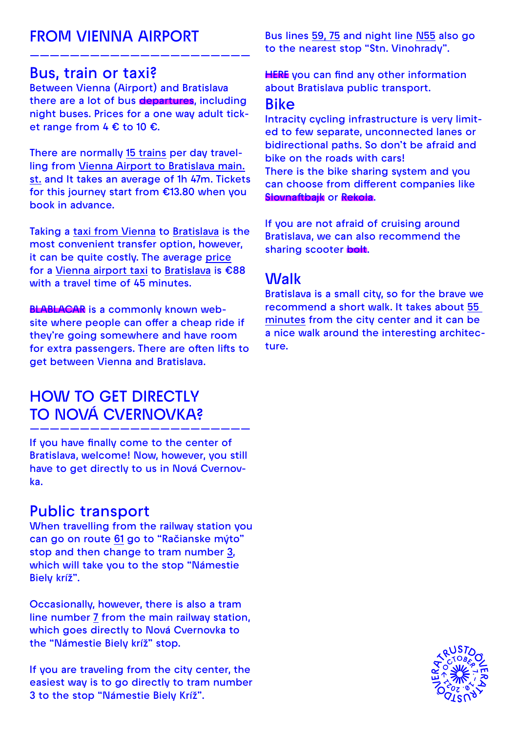# FROM VIENNA AIRPORT

## Bus, train or taxi?

Between Vienna (Airport) and Bratislava there are a lot of bus departures, including night buses. Prices for a one way adult ticket range from 4 € to 10 €.

There are normally 15 trains per day travelling from Vienna Airport to Bratislava main. st. and It takes an average of 1h 47m. Tickets for this journey start from €13.80 when you book in advance.

Taking a taxi from Vienna to Bratislava is the most convenient transfer option, however, it can be quite costly. The average price for a Vienna airport taxi to Bratislava is €88 with a travel time of 45 minutes.

BLABLACAR is a commonly known website where people can offer a cheap ride if they're going somewhere and have room for extra passengers. There are often lifts to get between Vienna and Bratislava.

# HOW TO GET DIRECTLY TO NOVÁ CVERNOVKA?

If you have finally come to the center of Bratislava, welcome! Now, however, you still have to get directly to us in Nová Cvernovka.

## Public transport

When travelling from the railway station you can go on route 61 go to "Račianske mýto" stop and then change to tram number 3, which will take you to the stop "Námestie Biely kríž".

Occasionally, however, there is also a tram line number 7 from the main railway station, which goes directly to Nová Cvernovka to the "Námestie Biely kríž" stop.

If you are traveling from the city center, the easiest way is to go directly to tram number 3 to the stop "Námestie Biely Kríž".

Bus lines 59, 75 and night line N55 also go to the nearest stop "Stn. Vinohrady".

HERE you can find any other information about Bratislava public transport.

## Bike

Intracity cycling infrastructure is very limited to few separate, unconnected lanes or bidirectional paths. So don't be afraid and bike on the roads with cars!
There is the bike sharing system and you can choose from different companies like Slovnaftbajk or Rekola.

If you are not afraid of cruising around Bratislava, we can also recommend the sharing scooter bolt.

## Walk

Bratislava is a small city, so for the brave we recommend a short walk. It takes about 55 minutes from the city center and it can be a nice walk around the interesting architecture.

TRUSTDÔVERA TRUSTDÔVERA OCTOBER 7.–10. 2021